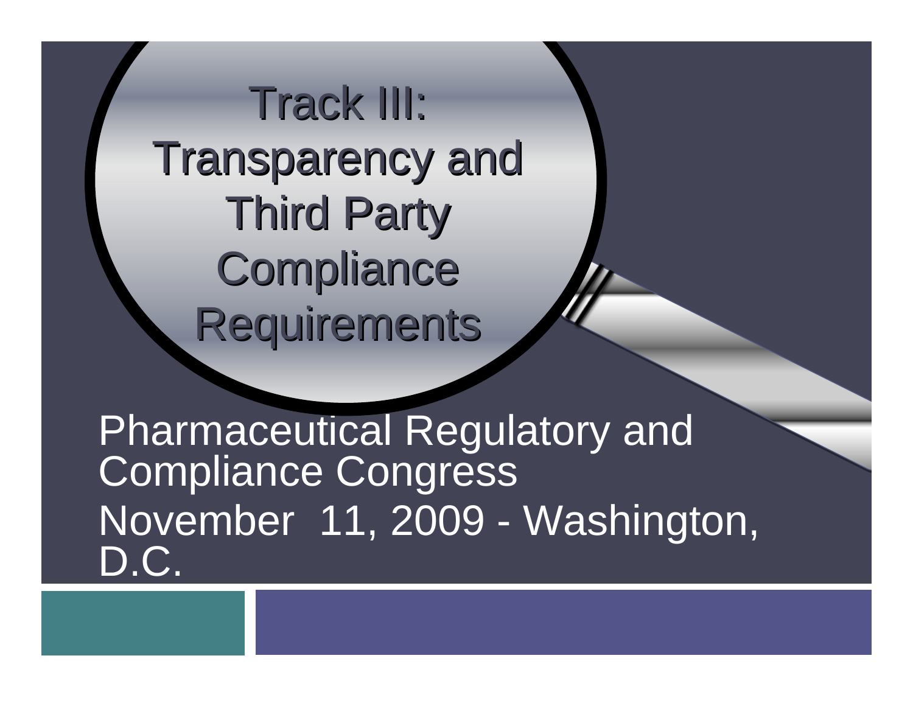# Track III: Transparency and Third Party Compliance Requirements

Pharmaceutical Regulatory and Compliance Congress

November 11, 2009 - Washington, D.C.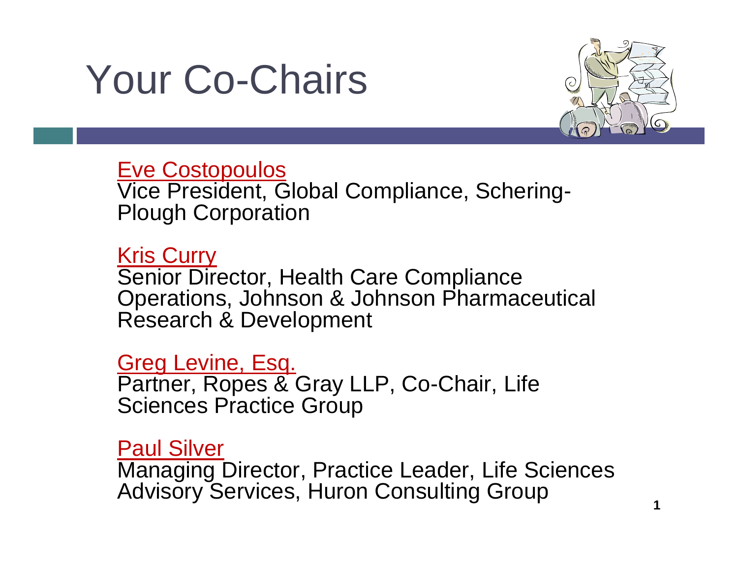# Your Co-Chairs

Eve Costopoulos
Vice President, Global Compliance, Schering-Plough Corporation

Kris Curry
Senior Director, Health Care Compliance Operations, Johnson & Johnson Pharmaceutical Research & Development

Greg Levine, Esq.
Partner, Ropes & Gray LLP, Co-Chair, Life Sciences Practice Group

Paul Silver
Managing Director, Practice Leader, Life Sciences Advisory Services, Huron Consulting Group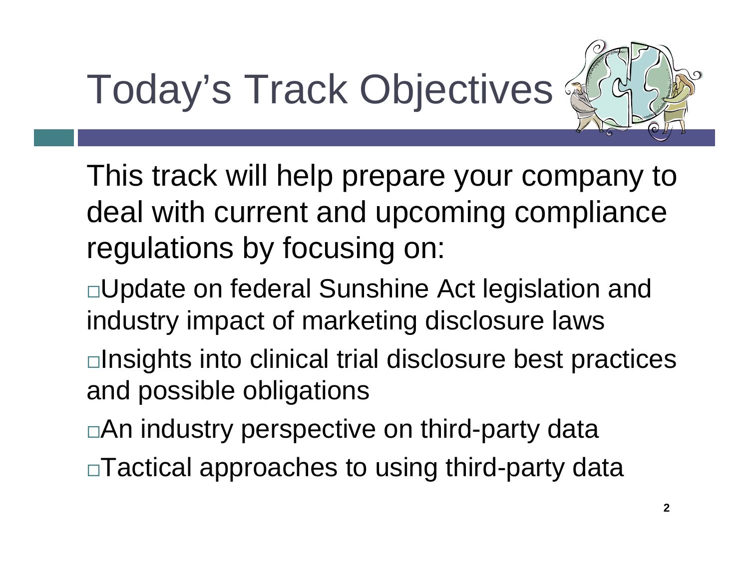# Today's Track Objectives

This track will help prepare your company to deal with current and upcoming compliance regulations by focusing on:

- Update on federal Sunshine Act legislation and industry impact of marketing disclosure laws
- Insights into clinical trial disclosure best practices and possible obligations
- An industry perspective on third-party data
- Tactical approaches to using third-party data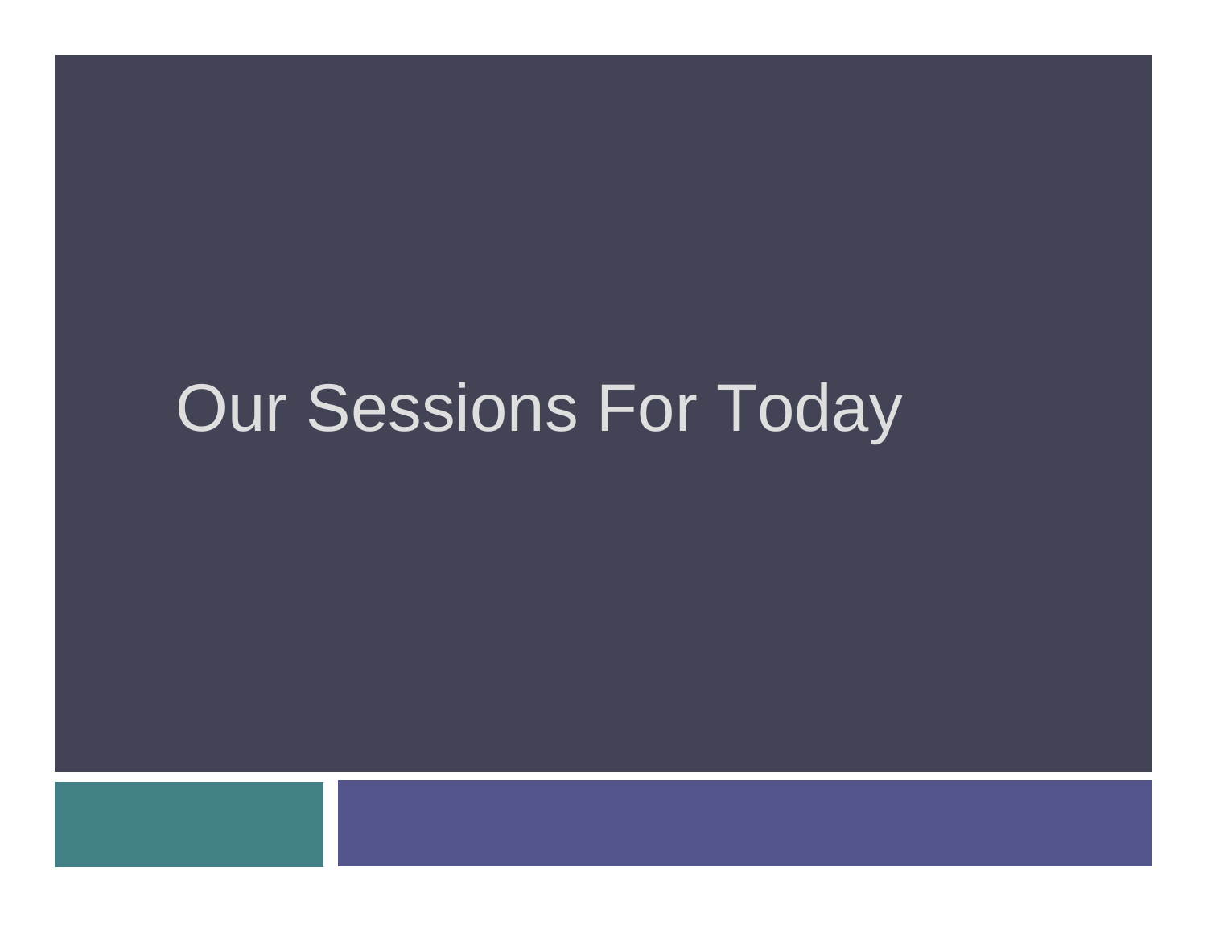# Our Sessions For Today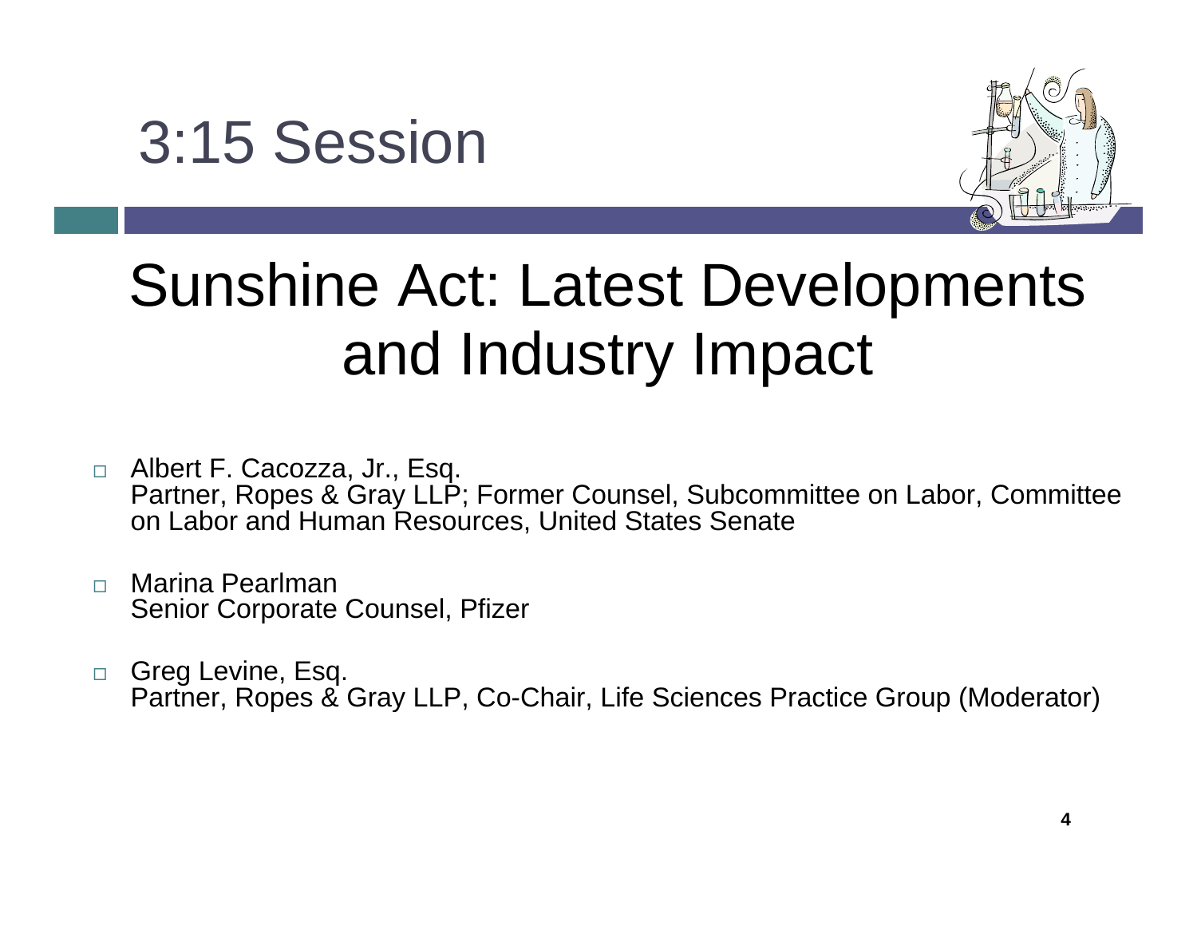# 3:15 Session

## Sunshine Act: Latest Developments and Industry Impact

- Albert F. Cacozza, Jr., Esq.
  Partner, Ropes & Gray LLP; Former Counsel, Subcommittee on Labor, Committee on Labor and Human Resources, United States Senate

- Marina Pearlman
  Senior Corporate Counsel, Pfizer

- Greg Levine, Esq.
  Partner, Ropes & Gray LLP, Co-Chair, Life Sciences Practice Group (Moderator)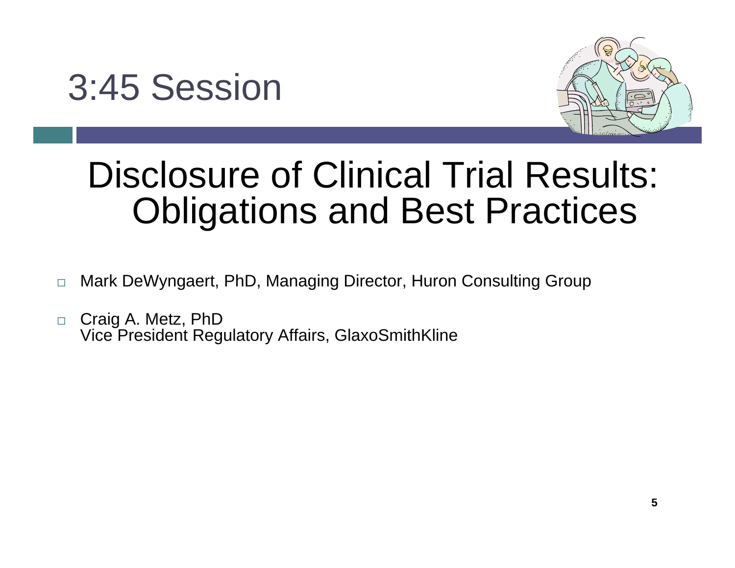# 3:45 Session

## Disclosure of Clinical Trial Results: Obligations and Best Practices

- Mark DeWyngaert, PhD, Managing Director, Huron Consulting Group
- Craig A. Metz, PhD
  Vice President Regulatory Affairs, GlaxoSmithKline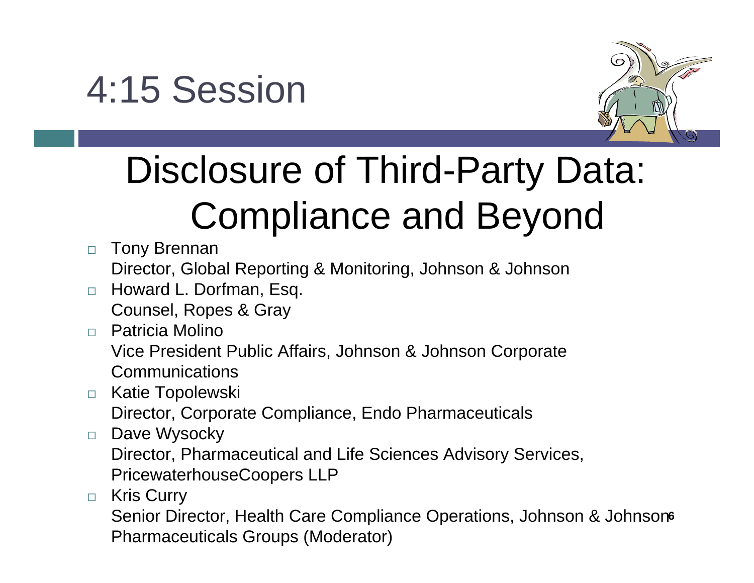# 4:15 Session

## Disclosure of Third-Party Data: Compliance and Beyond

- Tony Brennan
  Director, Global Reporting & Monitoring, Johnson & Johnson
- Howard L. Dorfman, Esq.
  Counsel, Ropes & Gray
- Patricia Molino
  Vice President Public Affairs, Johnson & Johnson Corporate Communications
- Katie Topolewski
  Director, Corporate Compliance, Endo Pharmaceuticals
- Dave Wysocky
  Director, Pharmaceutical and Life Sciences Advisory Services, PricewaterhouseCoopers LLP
- Kris Curry
  Senior Director, Health Care Compliance Operations, Johnson & Johnson Pharmaceuticals Groups (Moderator)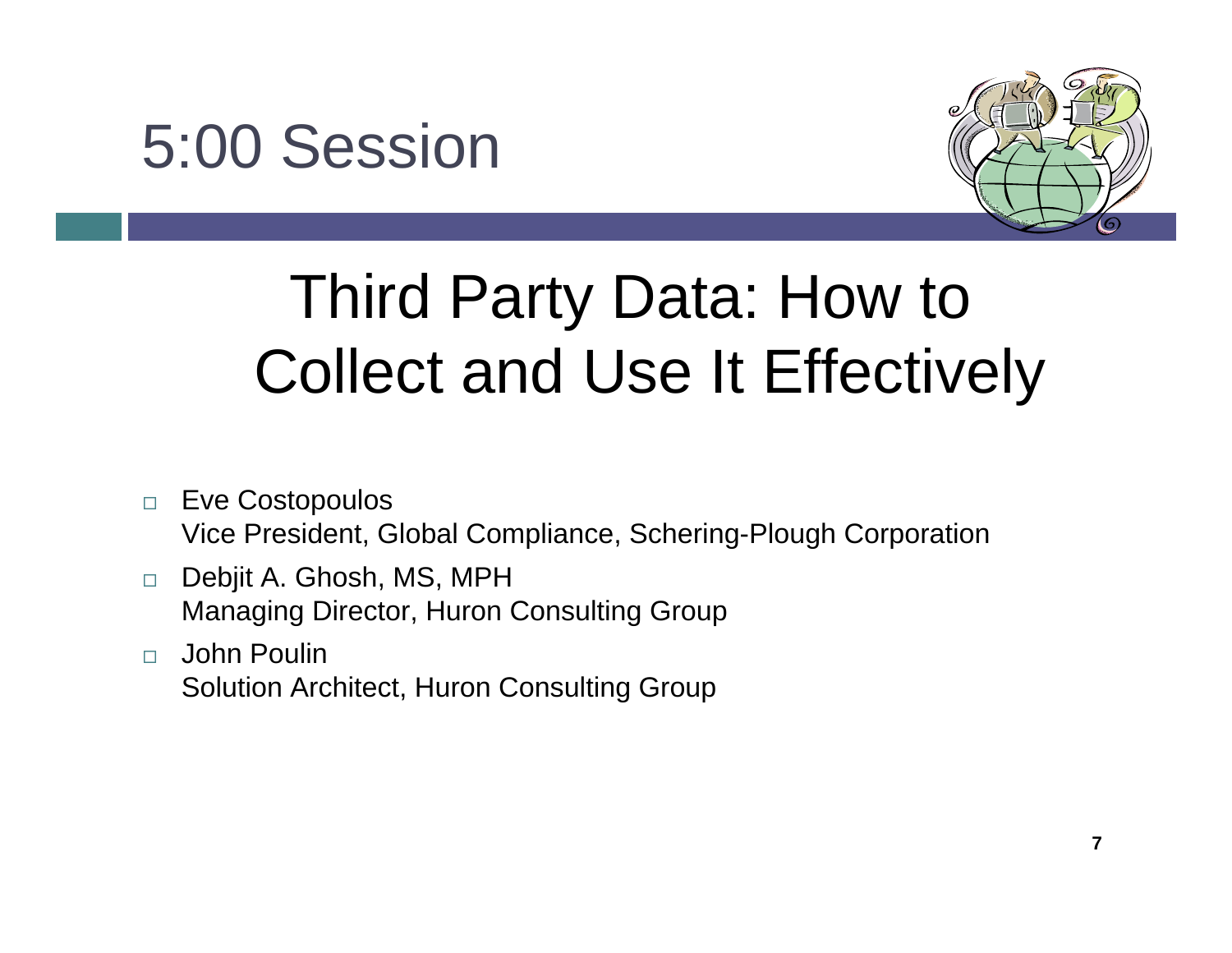# 5:00 Session

## Third Party Data: How to Collect and Use It Effectively

- Eve Costopoulos
  Vice President, Global Compliance, Schering-Plough Corporation
- Debjit A. Ghosh, MS, MPH
  Managing Director, Huron Consulting Group
- John Poulin
  Solution Architect, Huron Consulting Group